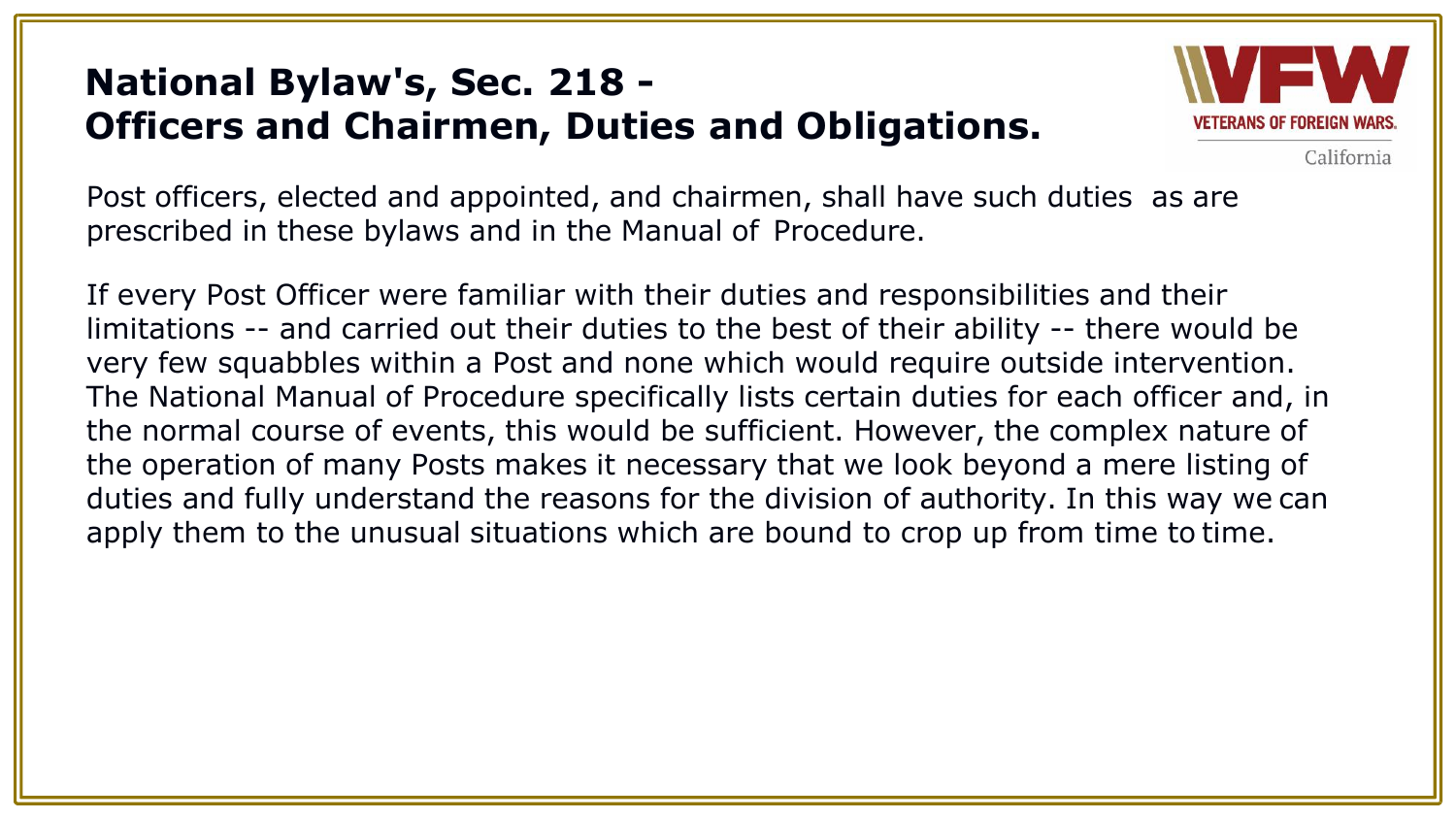## National Bylaw's, Sec. 218 - Officers and Chairmen, Duties and Obligations.

Post officers, elected and appointed, and chairmen, shall have such duties as are prescribed in these bylaws and in the Manual of Procedure.

If every Post Officer were familiar with their duties and responsibilities and their limitations -- and carried out their duties to the best of their ability -- there would be very few squabbles within a Post and none which would require outside intervention. The National Manual of Procedure specifically lists certain duties for each officer and, in the normal course of events, this would be sufficient. However, the complex nature of the operation of many Posts makes it necessary that we look beyond a mere listing of duties and fully understand the reasons for the division of authority. In this way we can apply them to the unusual situations which are bound to crop up from time to time.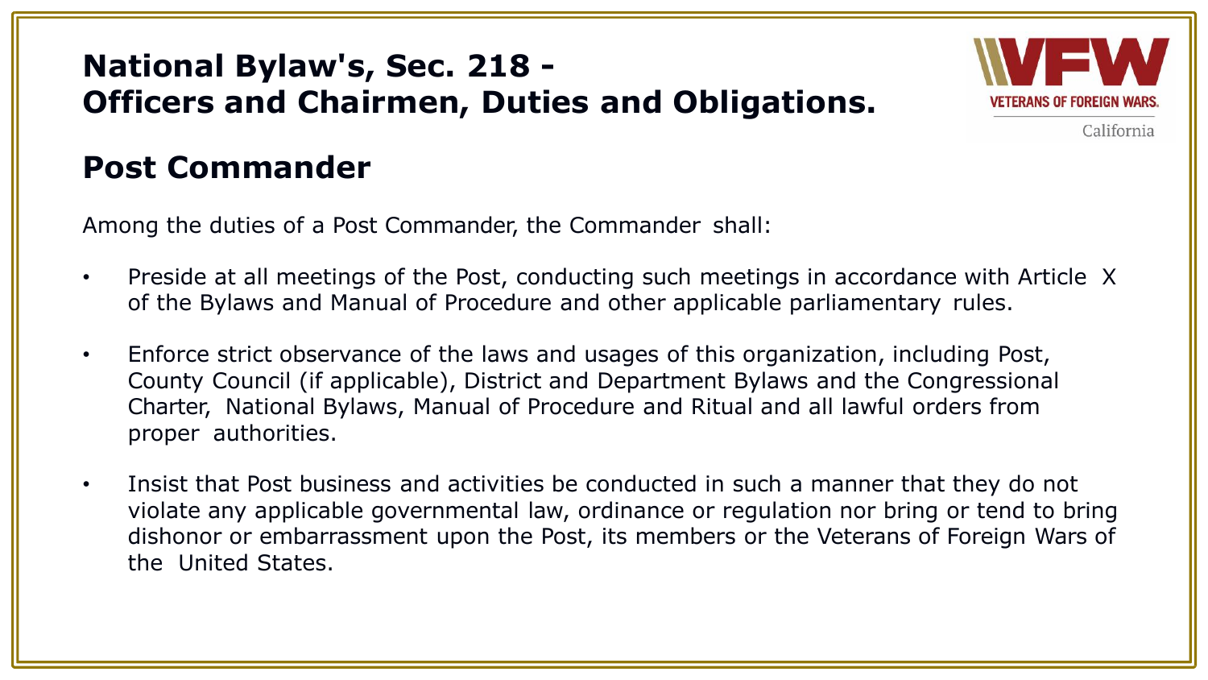# National Bylaw's, Sec. 218 - Officers and Chairmen, Duties and Obligations.

## Post Commander

Among the duties of a Post Commander, the Commander shall:

- Preside at all meetings of the Post, conducting such meetings in accordance with Article X of the Bylaws and Manual of Procedure and other applicable parliamentary rules.
- Enforce strict observance of the laws and usages of this organization, including Post, County Council (if applicable), District and Department Bylaws and the Congressional Charter, National Bylaws, Manual of Procedure and Ritual and all lawful orders from proper authorities.
- Insist that Post business and activities be conducted in such a manner that they do not violate any applicable governmental law, ordinance or regulation nor bring or tend to bring dishonor or embarrassment upon the Post, its members or the Veterans of Foreign Wars of the United States.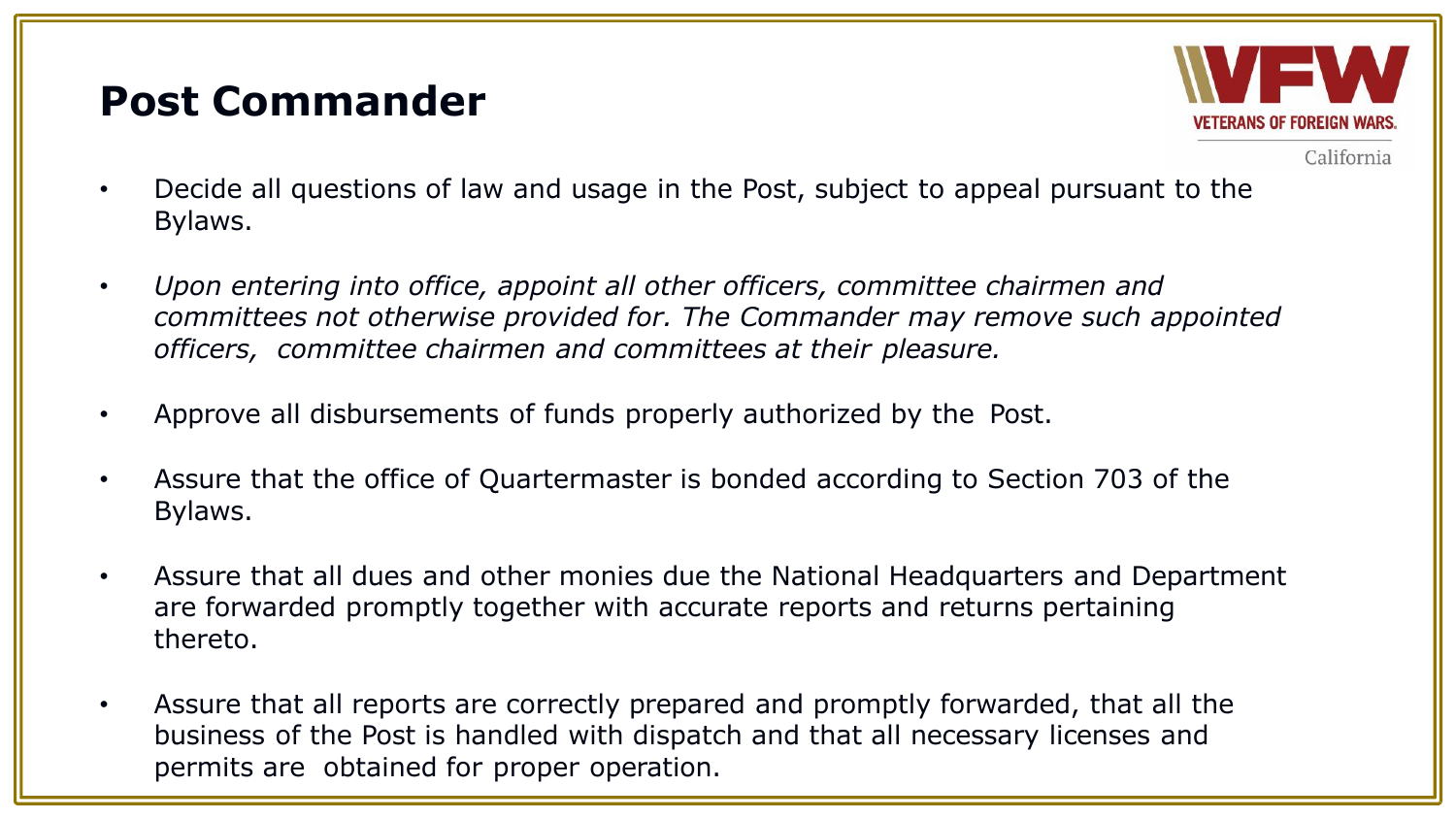# Post Commander

- Decide all questions of law and usage in the Post, subject to appeal pursuant to the Bylaws.
- *Upon entering into office, appoint all other officers, committee chairmen and committees not otherwise provided for. The Commander may remove such appointed officers, committee chairmen and committees at their pleasure.*
- Approve all disbursements of funds properly authorized by the Post.
- Assure that the office of Quartermaster is bonded according to Section 703 of the Bylaws.
- Assure that all dues and other monies due the National Headquarters and Department are forwarded promptly together with accurate reports and returns pertaining thereto.
- Assure that all reports are correctly prepared and promptly forwarded, that all the business of the Post is handled with dispatch and that all necessary licenses and permits are obtained for proper operation.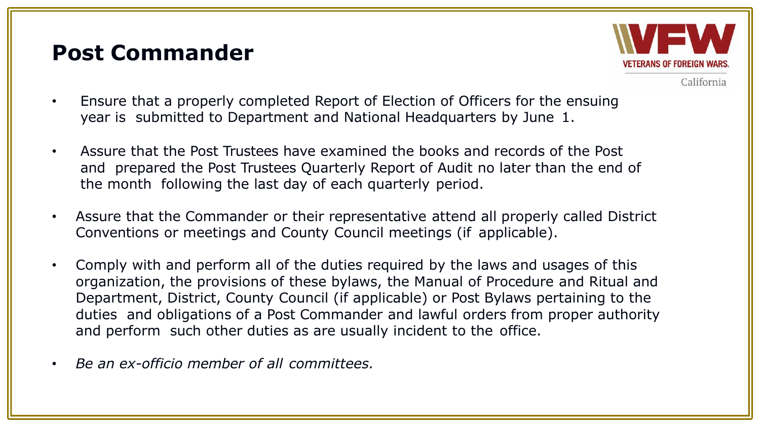# Post Commander

- Ensure that a properly completed Report of Election of Officers for the ensuing year is submitted to Department and National Headquarters by June 1.
- Assure that the Post Trustees have examined the books and records of the Post and prepared the Post Trustees Quarterly Report of Audit no later than the end of the month following the last day of each quarterly period.
- Assure that the Commander or their representative attend all properly called District Conventions or meetings and County Council meetings (if applicable).
- Comply with and perform all of the duties required by the laws and usages of this organization, the provisions of these bylaws, the Manual of Procedure and Ritual and Department, District, County Council (if applicable) or Post Bylaws pertaining to the duties and obligations of a Post Commander and lawful orders from proper authority and perform such other duties as are usually incident to the office.
- *Be an ex-officio member of all committees.*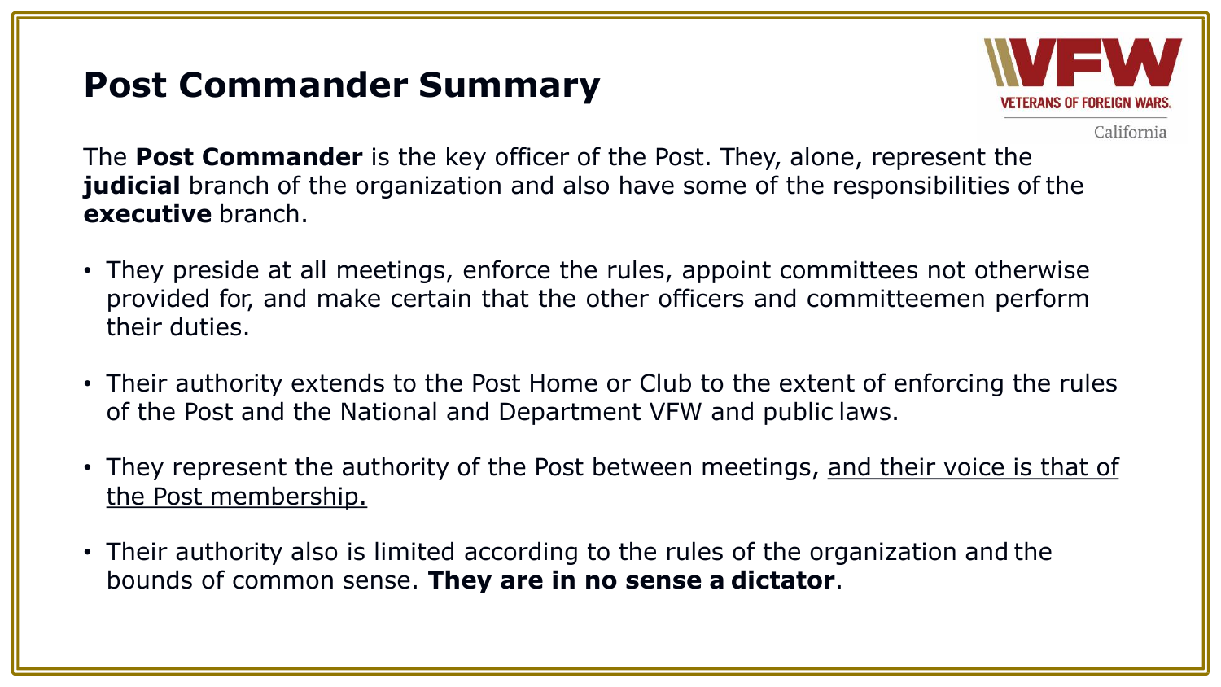# Post Commander Summary

The **Post Commander** is the key officer of the Post. They, alone, represent the **judicial** branch of the organization and also have some of the responsibilities of the **executive** branch.

- They preside at all meetings, enforce the rules, appoint committees not otherwise provided for, and make certain that the other officers and committeemen perform their duties.
- Their authority extends to the Post Home or Club to the extent of enforcing the rules of the Post and the National and Department VFW and public laws.
- They represent the authority of the Post between meetings, <u>and their voice is that of the Post membership.</u>
- Their authority also is limited according to the rules of the organization and the bounds of common sense. **They are in no sense a dictator**.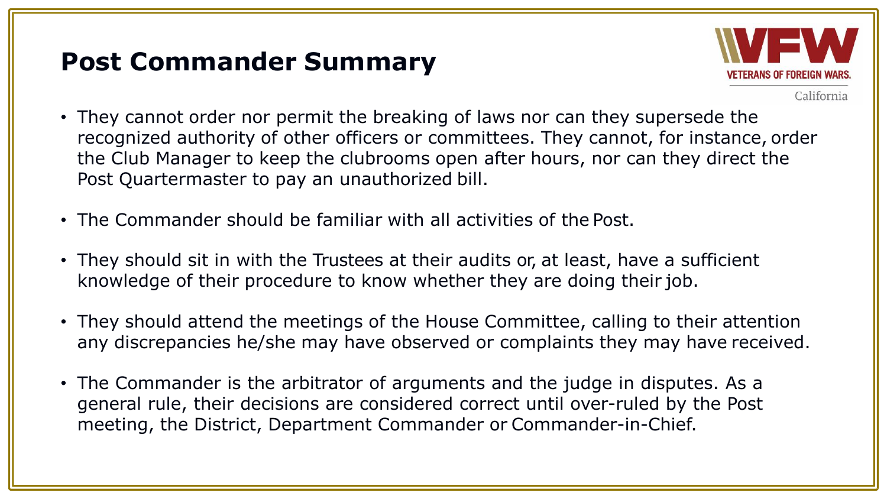# Post Commander Summary

- They cannot order nor permit the breaking of laws nor can they supersede the recognized authority of other officers or committees. They cannot, for instance, order the Club Manager to keep the clubrooms open after hours, nor can they direct the Post Quartermaster to pay an unauthorized bill.
- The Commander should be familiar with all activities of the Post.
- They should sit in with the Trustees at their audits or, at least, have a sufficient knowledge of their procedure to know whether they are doing their job.
- They should attend the meetings of the House Committee, calling to their attention any discrepancies he/she may have observed or complaints they may have received.
- The Commander is the arbitrator of arguments and the judge in disputes. As a general rule, their decisions are considered correct until over-ruled by the Post meeting, the District, Department Commander or Commander-in-Chief.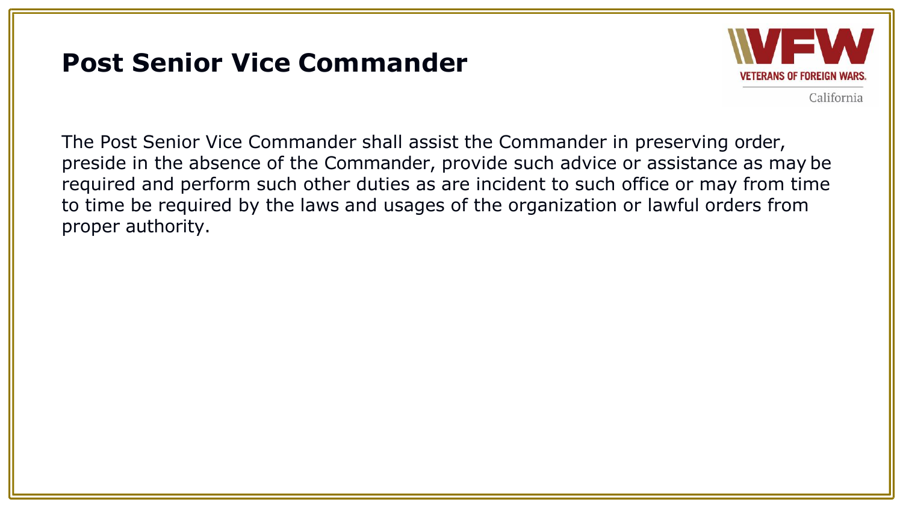# Post Senior Vice Commander

The Post Senior Vice Commander shall assist the Commander in preserving order, preside in the absence of the Commander, provide such advice or assistance as may be required and perform such other duties as are incident to such office or may from time to time be required by the laws and usages of the organization or lawful orders from proper authority.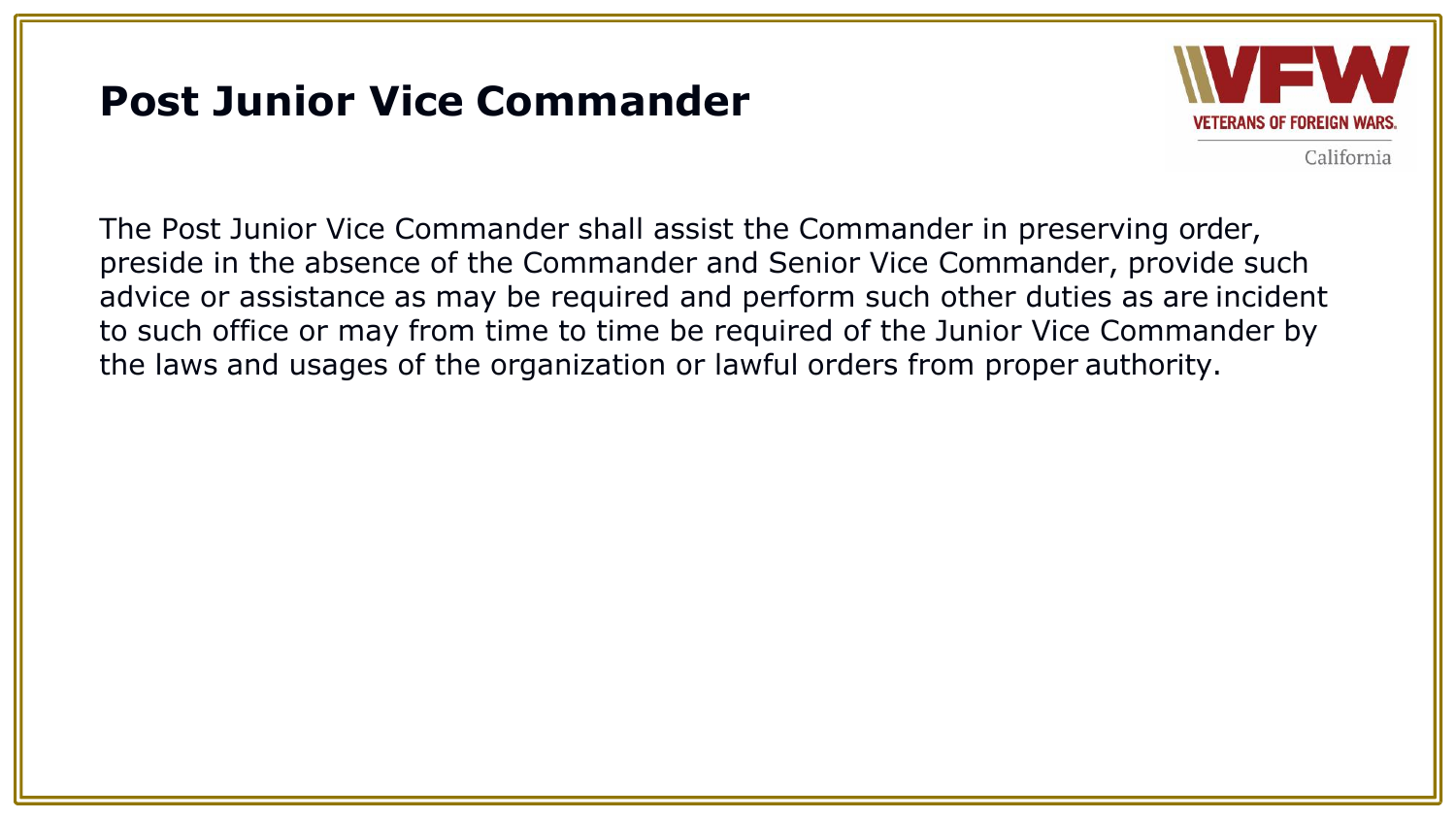# Post Junior Vice Commander

The Post Junior Vice Commander shall assist the Commander in preserving order, preside in the absence of the Commander and Senior Vice Commander, provide such advice or assistance as may be required and perform such other duties as are incident to such office or may from time to time be required of the Junior Vice Commander by the laws and usages of the organization or lawful orders from proper authority.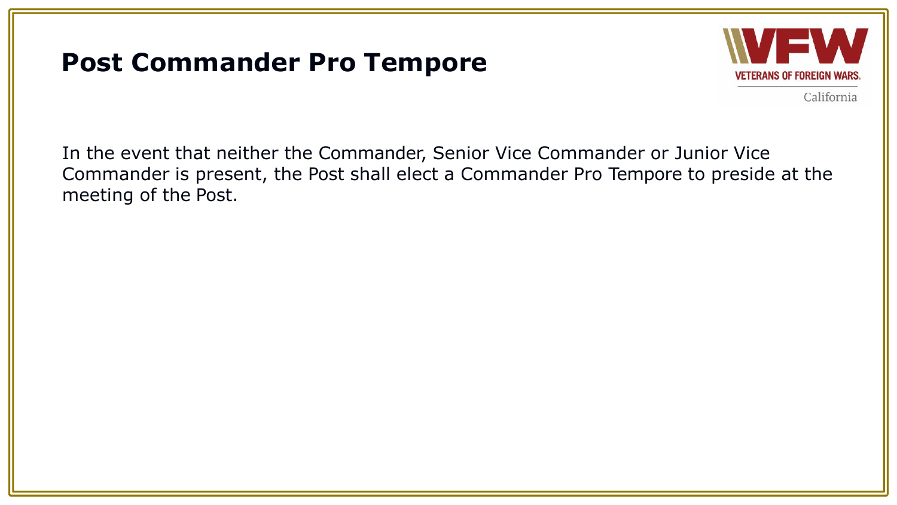# Post Commander Pro Tempore

In the event that neither the Commander, Senior Vice Commander or Junior Vice Commander is present, the Post shall elect a Commander Pro Tempore to preside at the meeting of the Post.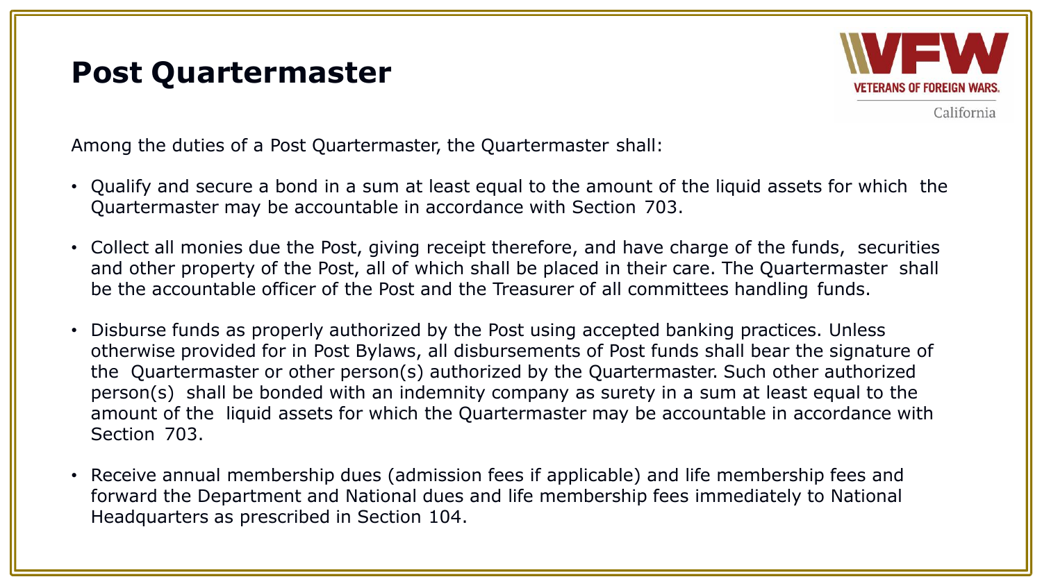# Post Quartermaster

Among the duties of a Post Quartermaster, the Quartermaster shall:

- Qualify and secure a bond in a sum at least equal to the amount of the liquid assets for which the Quartermaster may be accountable in accordance with Section 703.
- Collect all monies due the Post, giving receipt therefore, and have charge of the funds, securities and other property of the Post, all of which shall be placed in their care. The Quartermaster shall be the accountable officer of the Post and the Treasurer of all committees handling funds.
- Disburse funds as properly authorized by the Post using accepted banking practices. Unless otherwise provided for in Post Bylaws, all disbursements of Post funds shall bear the signature of the Quartermaster or other person(s) authorized by the Quartermaster. Such other authorized person(s) shall be bonded with an indemnity company as surety in a sum at least equal to the amount of the liquid assets for which the Quartermaster may be accountable in accordance with Section 703.
- Receive annual membership dues (admission fees if applicable) and life membership fees and forward the Department and National dues and life membership fees immediately to National Headquarters as prescribed in Section 104.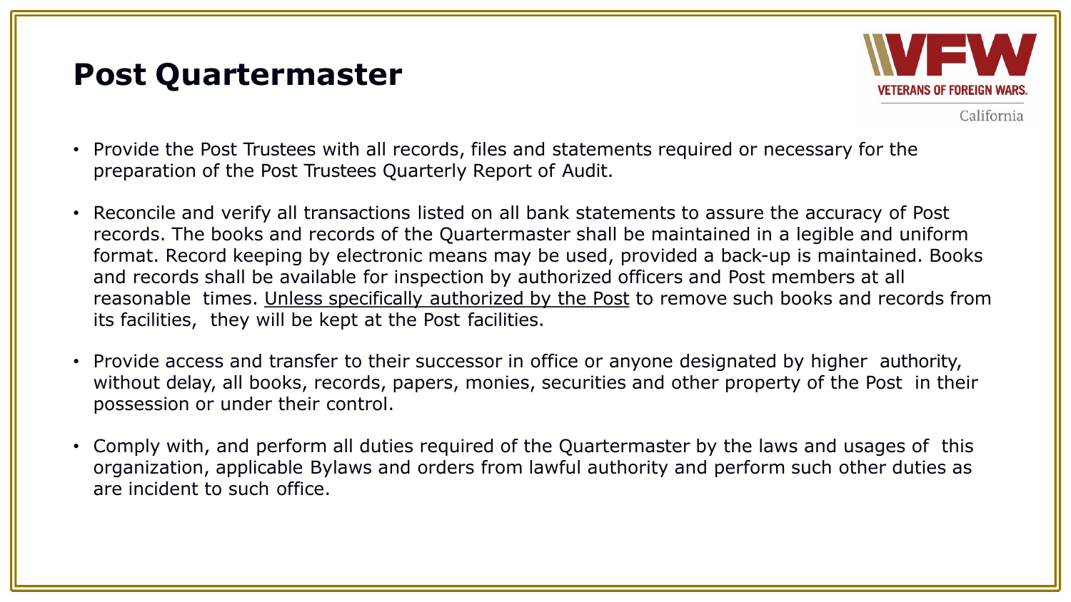# Post Quartermaster

- Provide the Post Trustees with all records, files and statements required or necessary for the preparation of the Post Trustees Quarterly Report of Audit.
- Reconcile and verify all transactions listed on all bank statements to assure the accuracy of Post records. The books and records of the Quartermaster shall be maintained in a legible and uniform format. Record keeping by electronic means may be used, provided a back-up is maintained. Books and records shall be available for inspection by authorized officers and Post members at all reasonable times. <u>Unless specifically authorized by the Post</u> to remove such books and records from its facilities, they will be kept at the Post facilities.
- Provide access and transfer to their successor in office or anyone designated by higher authority, without delay, all books, records, papers, monies, securities and other property of the Post in their possession or under their control.
- Comply with, and perform all duties required of the Quartermaster by the laws and usages of this organization, applicable Bylaws and orders from lawful authority and perform such other duties as are incident to such office.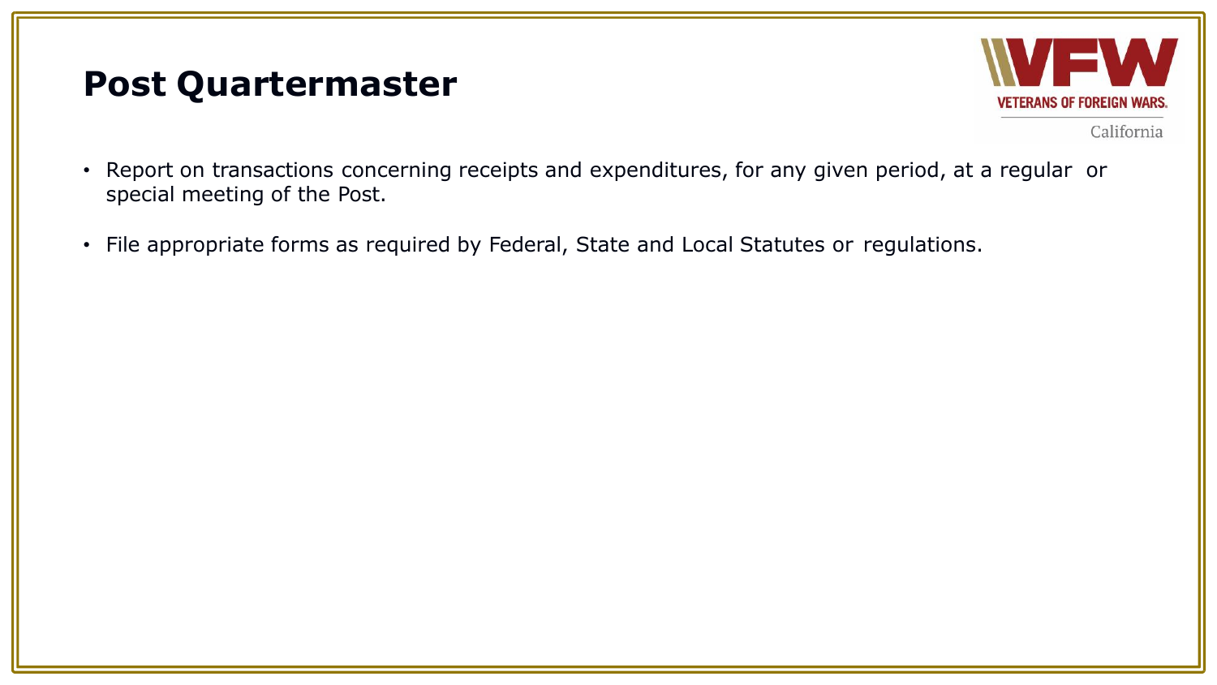# Post Quartermaster

- Report on transactions concerning receipts and expenditures, for any given period, at a regular or special meeting of the Post.
- File appropriate forms as required by Federal, State and Local Statutes or regulations.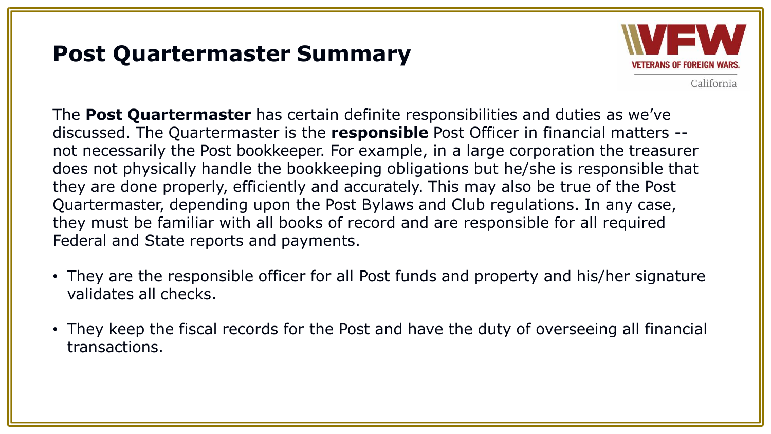# Post Quartermaster Summary

The **Post Quartermaster** has certain definite responsibilities and duties as we've discussed. The Quartermaster is the **responsible** Post Officer in financial matters -- not necessarily the Post bookkeeper. For example, in a large corporation the treasurer does not physically handle the bookkeeping obligations but he/she is responsible that they are done properly, efficiently and accurately. This may also be true of the Post Quartermaster, depending upon the Post Bylaws and Club regulations. In any case, they must be familiar with all books of record and are responsible for all required Federal and State reports and payments.

- They are the responsible officer for all Post funds and property and his/her signature validates all checks.
- They keep the fiscal records for the Post and have the duty of overseeing all financial transactions.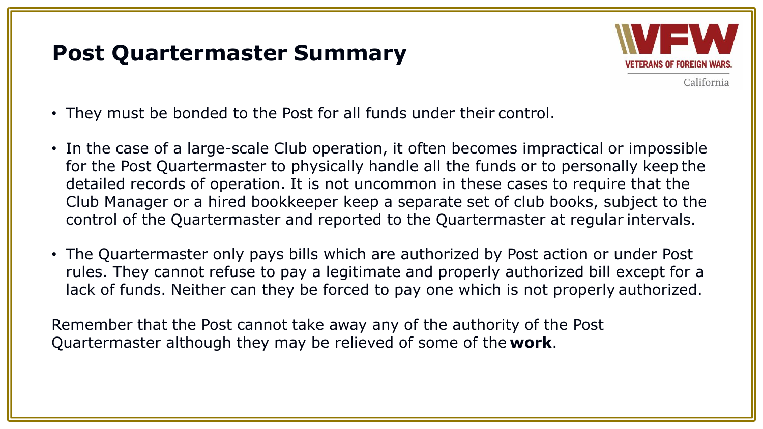# Post Quartermaster Summary

- They must be bonded to the Post for all funds under their control.
- In the case of a large-scale Club operation, it often becomes impractical or impossible for the Post Quartermaster to physically handle all the funds or to personally keep the detailed records of operation. It is not uncommon in these cases to require that the Club Manager or a hired bookkeeper keep a separate set of club books, subject to the control of the Quartermaster and reported to the Quartermaster at regular intervals.
- The Quartermaster only pays bills which are authorized by Post action or under Post rules. They cannot refuse to pay a legitimate and properly authorized bill except for a lack of funds. Neither can they be forced to pay one which is not properly authorized.

Remember that the Post cannot take away any of the authority of the Post Quartermaster although they may be relieved of some of the **work**.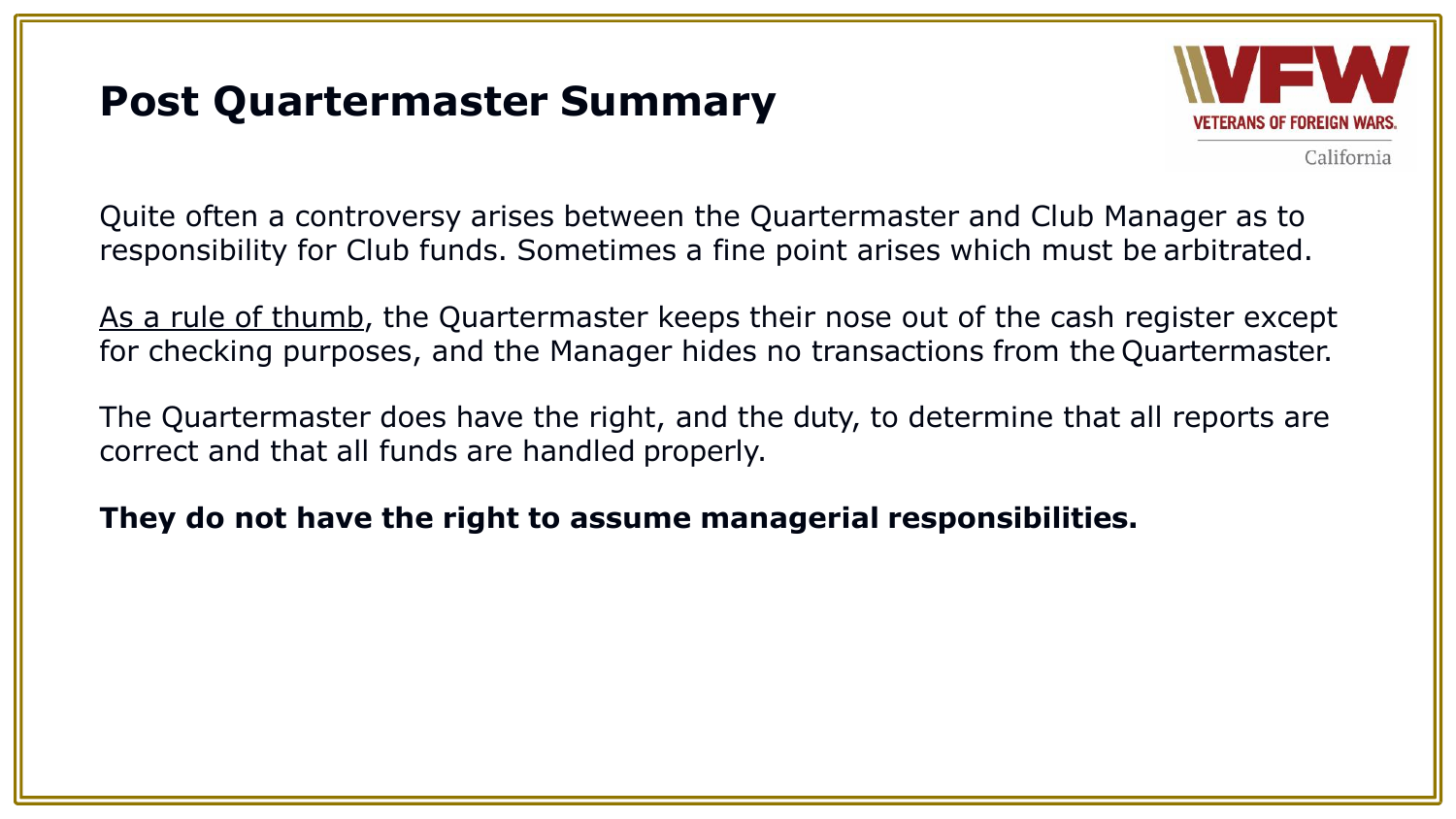# Post Quartermaster Summary

Quite often a controversy arises between the Quartermaster and Club Manager as to responsibility for Club funds. Sometimes a fine point arises which must be arbitrated.

<u>As a rule of thumb</u>, the Quartermaster keeps their nose out of the cash register except for checking purposes, and the Manager hides no transactions from the Quartermaster.

The Quartermaster does have the right, and the duty, to determine that all reports are correct and that all funds are handled properly.

**They do not have the right to assume managerial responsibilities.**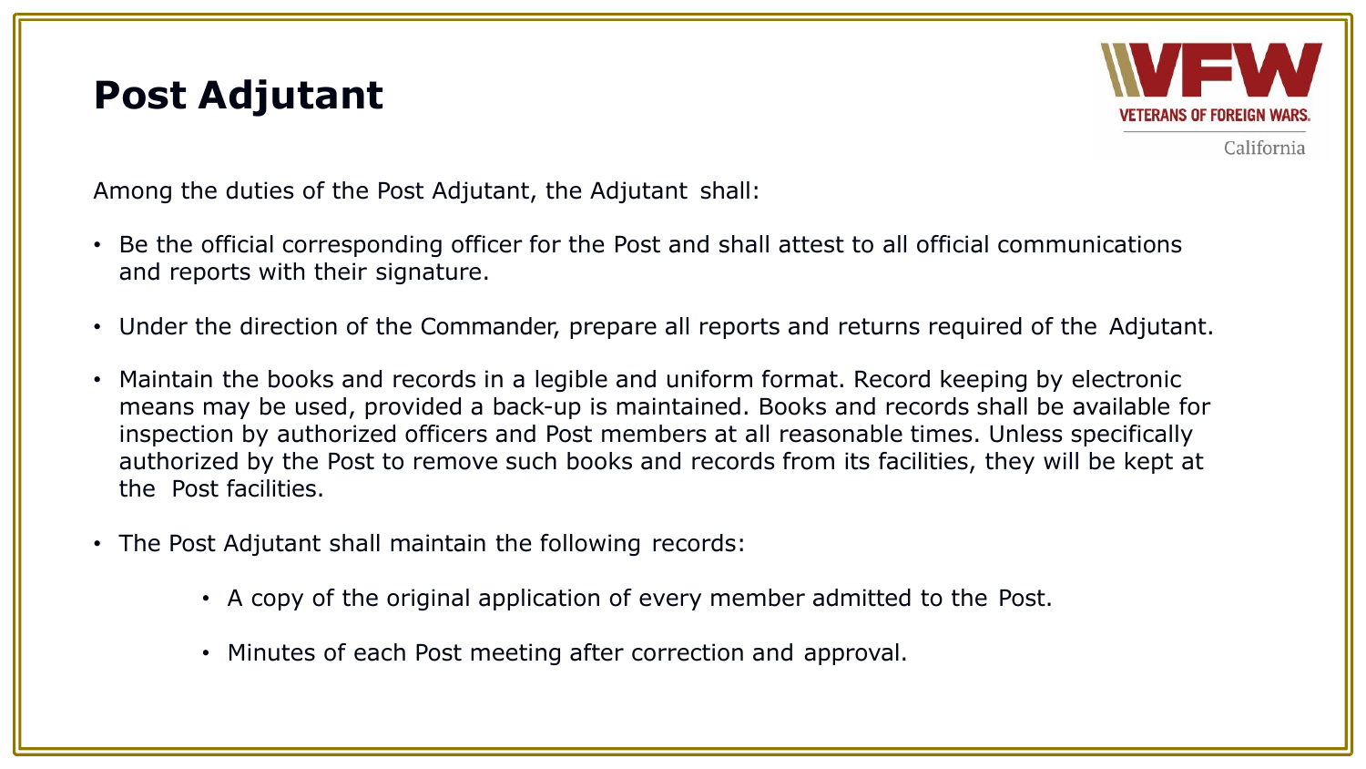# Post Adjutant

Among the duties of the Post Adjutant, the Adjutant shall:

- Be the official corresponding officer for the Post and shall attest to all official communications and reports with their signature.
- Under the direction of the Commander, prepare all reports and returns required of the Adjutant.
- Maintain the books and records in a legible and uniform format. Record keeping by electronic means may be used, provided a back-up is maintained. Books and records shall be available for inspection by authorized officers and Post members at all reasonable times. Unless specifically authorized by the Post to remove such books and records from its facilities, they will be kept at the Post facilities.
- The Post Adjutant shall maintain the following records:
    - A copy of the original application of every member admitted to the Post.
    - Minutes of each Post meeting after correction and approval.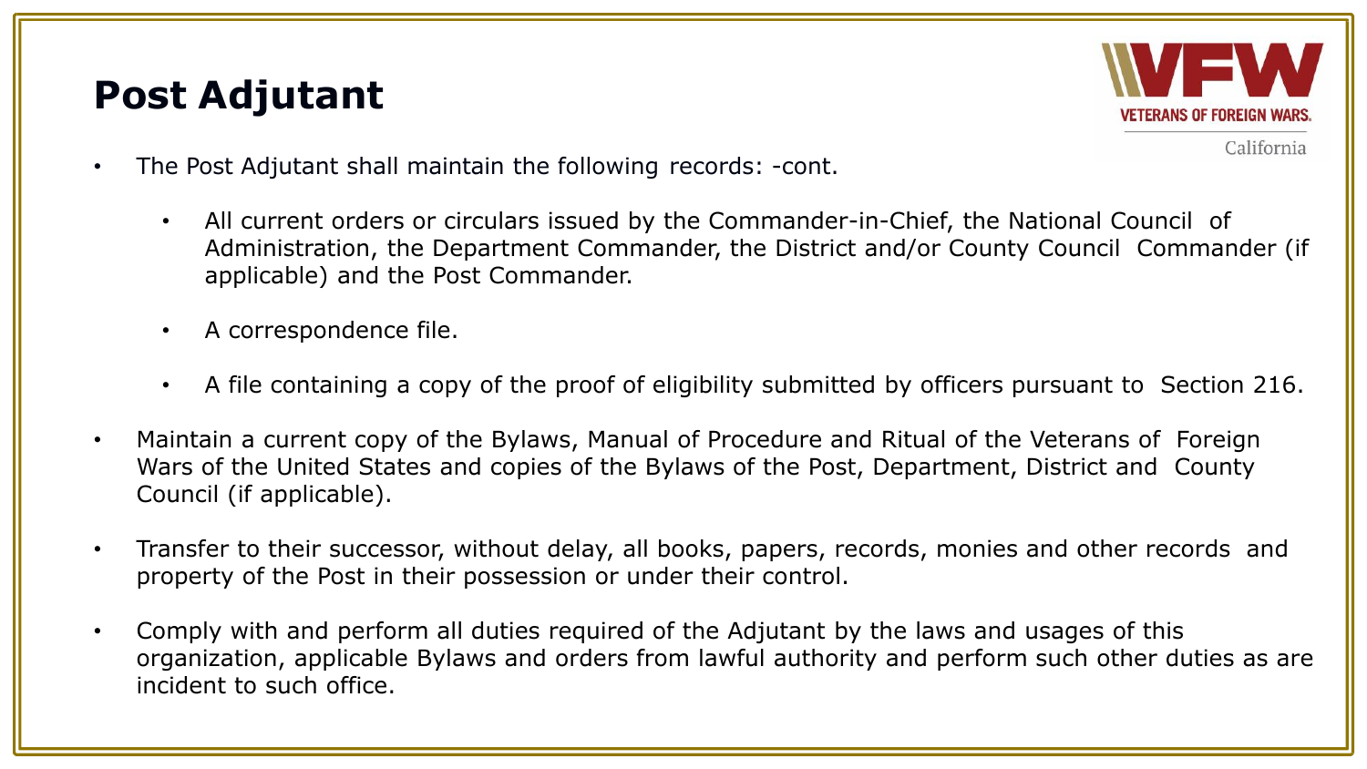# Post Adjutant

- The Post Adjutant shall maintain the following records: -cont.
  - All current orders or circulars issued by the Commander-in-Chief, the National Council of Administration, the Department Commander, the District and/or County Council Commander (if applicable) and the Post Commander.
  - A correspondence file.
  - A file containing a copy of the proof of eligibility submitted by officers pursuant to Section 216.
- Maintain a current copy of the Bylaws, Manual of Procedure and Ritual of the Veterans of Foreign Wars of the United States and copies of the Bylaws of the Post, Department, District and County Council (if applicable).
- Transfer to their successor, without delay, all books, papers, records, monies and other records and property of the Post in their possession or under their control.
- Comply with and perform all duties required of the Adjutant by the laws and usages of this organization, applicable Bylaws and orders from lawful authority and perform such other duties as are incident to such office.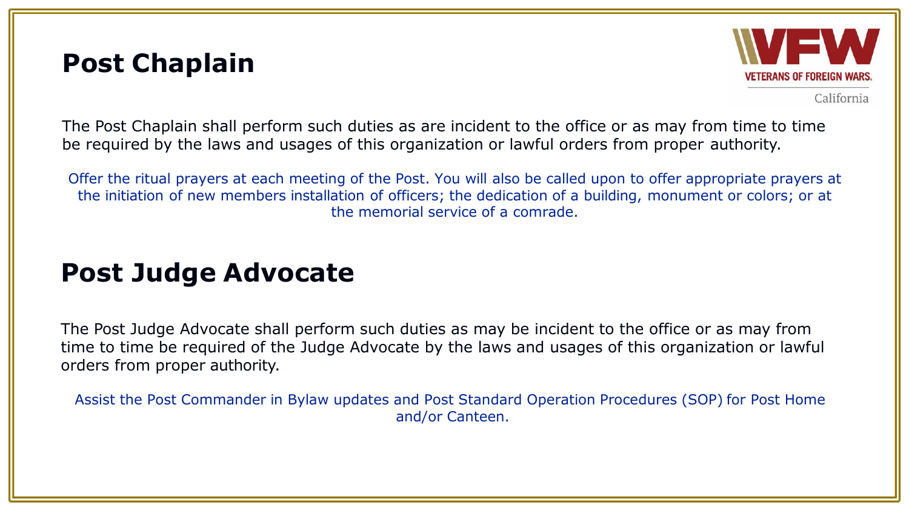## Post Chaplain

The Post Chaplain shall perform such duties as are incident to the office or as may from time to time be required by the laws and usages of this organization or lawful orders from proper authority.

Offer the ritual prayers at each meeting of the Post. You will also be called upon to offer appropriate prayers at the initiation of new members installation of officers; the dedication of a building, monument or colors; or at the memorial service of a comrade.

## Post Judge Advocate

The Post Judge Advocate shall perform such duties as may be incident to the office or as may from time to time be required of the Judge Advocate by the laws and usages of this organization or lawful orders from proper authority.

Assist the Post Commander in Bylaw updates and Post Standard Operation Procedures (SOP) for Post Home and/or Canteen.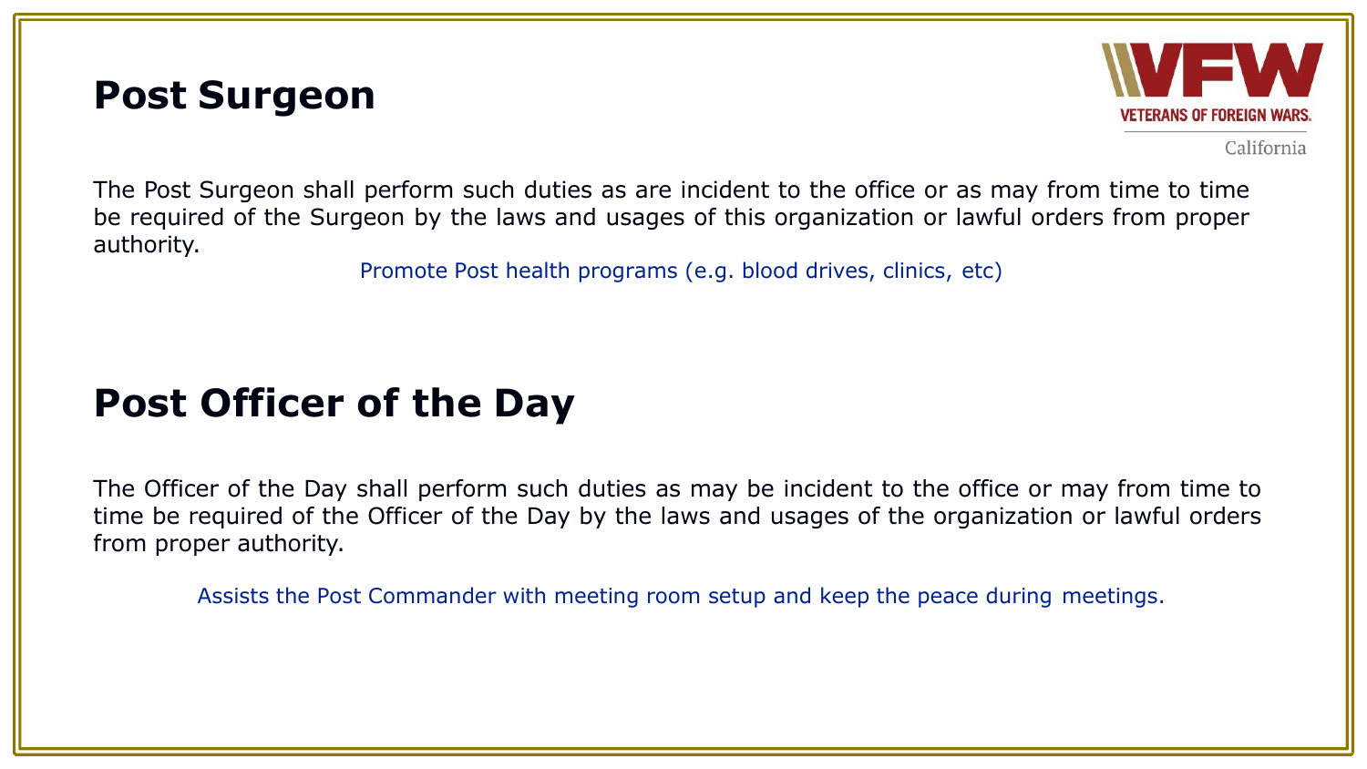## Post Surgeon

The Post Surgeon shall perform such duties as are incident to the office or as may from time to time be required of the Surgeon by the laws and usages of this organization or lawful orders from proper authority.

Promote Post health programs (e.g. blood drives, clinics, etc)

## Post Officer of the Day

The Officer of the Day shall perform such duties as may be incident to the office or may from time to time be required of the Officer of the Day by the laws and usages of the organization or lawful orders from proper authority.

Assists the Post Commander with meeting room setup and keep the peace during meetings.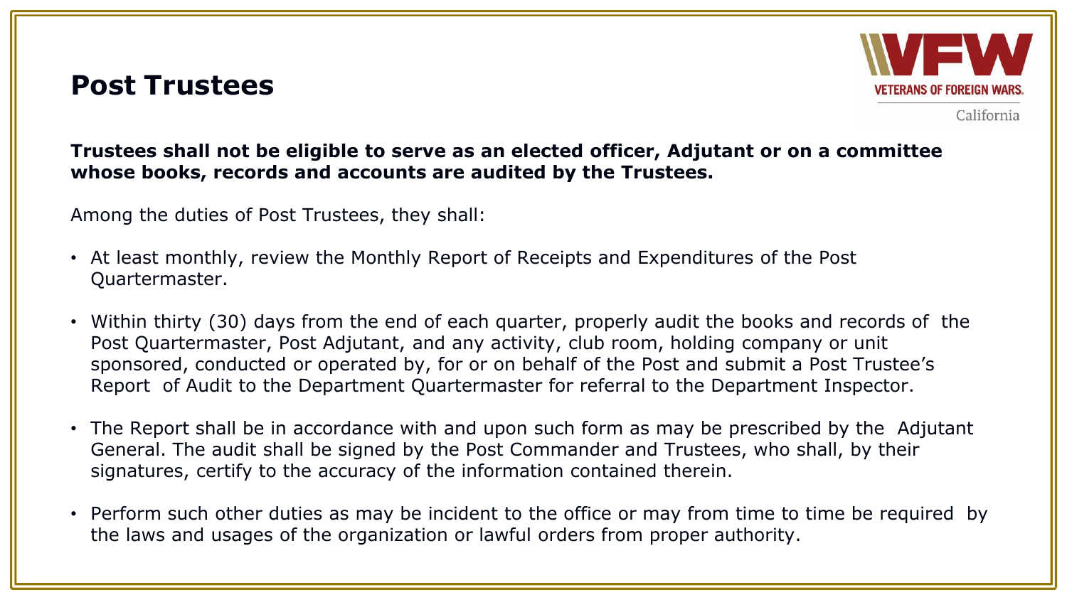# Post Trustees

**Trustees shall not be eligible to serve as an elected officer, Adjutant or on a committee whose books, records and accounts are audited by the Trustees.**

Among the duties of Post Trustees, they shall:

- At least monthly, review the Monthly Report of Receipts and Expenditures of the Post Quartermaster.
- Within thirty (30) days from the end of each quarter, properly audit the books and records of the Post Quartermaster, Post Adjutant, and any activity, club room, holding company or unit sponsored, conducted or operated by, for or on behalf of the Post and submit a Post Trustee's Report of Audit to the Department Quartermaster for referral to the Department Inspector.
- The Report shall be in accordance with and upon such form as may be prescribed by the Adjutant General. The audit shall be signed by the Post Commander and Trustees, who shall, by their signatures, certify to the accuracy of the information contained therein.
- Perform such other duties as may be incident to the office or may from time to time be required by the laws and usages of the organization or lawful orders from proper authority.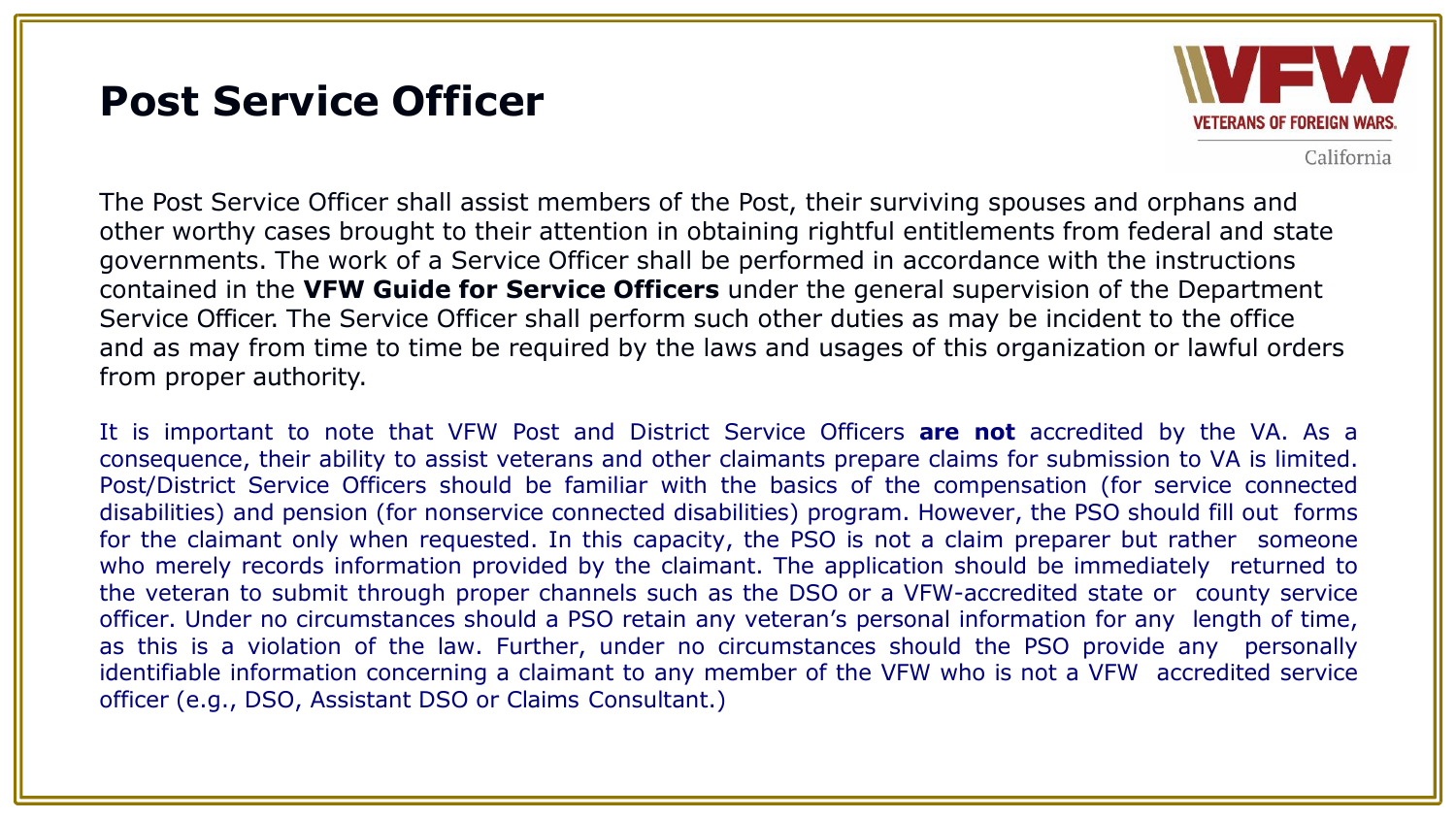# Post Service Officer

The Post Service Officer shall assist members of the Post, their surviving spouses and orphans and other worthy cases brought to their attention in obtaining rightful entitlements from federal and state governments. The work of a Service Officer shall be performed in accordance with the instructions contained in the **VFW Guide for Service Officers** under the general supervision of the Department Service Officer. The Service Officer shall perform such other duties as may be incident to the office and as may from time to time be required by the laws and usages of this organization or lawful orders from proper authority.

It is important to note that VFW Post and District Service Officers **are not** accredited by the VA. As a consequence, their ability to assist veterans and other claimants prepare claims for submission to VA is limited. Post/District Service Officers should be familiar with the basics of the compensation (for service connected disabilities) and pension (for nonservice connected disabilities) program. However, the PSO should fill out forms for the claimant only when requested. In this capacity, the PSO is not a claim preparer but rather someone who merely records information provided by the claimant. The application should be immediately returned to the veteran to submit through proper channels such as the DSO or a VFW-accredited state or county service officer. Under no circumstances should a PSO retain any veteran's personal information for any length of time, as this is a violation of the law. Further, under no circumstances should the PSO provide any personally identifiable information concerning a claimant to any member of the VFW who is not a VFW accredited service officer (e.g., DSO, Assistant DSO or Claims Consultant.)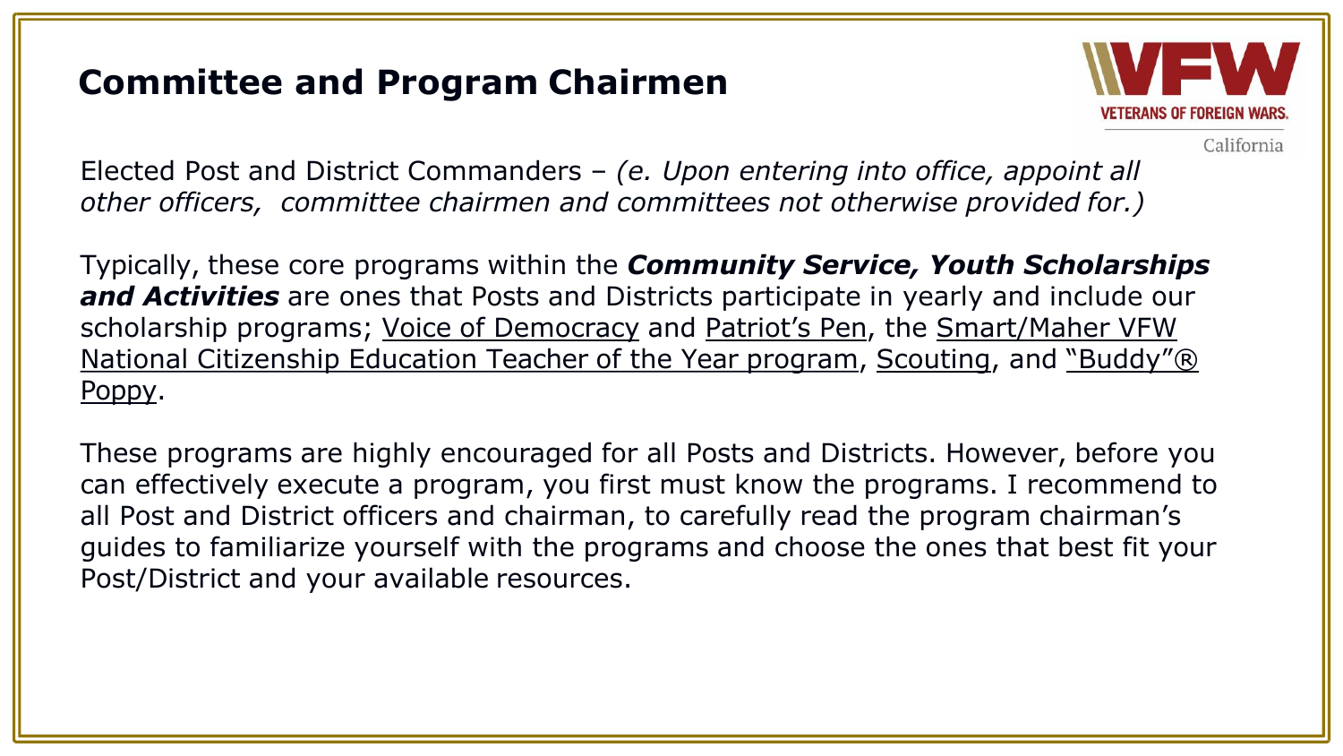## Committee and Program Chairmen

Elected Post and District Commanders – *(e. Upon entering into office, appoint all other officers, committee chairmen and committees not otherwise provided for.)*

Typically, these core programs within the ***Community Service, Youth Scholarships and Activities*** are ones that Posts and Districts participate in yearly and include our scholarship programs; Voice of Democracy and Patriot's Pen, the Smart/Maher VFW National Citizenship Education Teacher of the Year program, Scouting, and "Buddy"® Poppy.

These programs are highly encouraged for all Posts and Districts. However, before you can effectively execute a program, you first must know the programs. I recommend to all Post and District officers and chairman, to carefully read the program chairman's guides to familiarize yourself with the programs and choose the ones that best fit your Post/District and your available resources.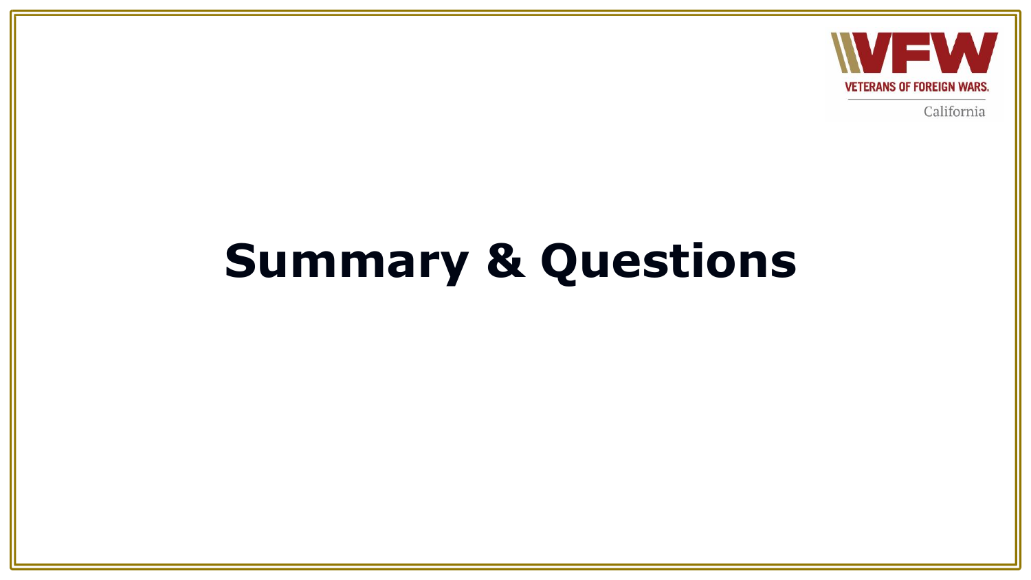# Summary & Questions